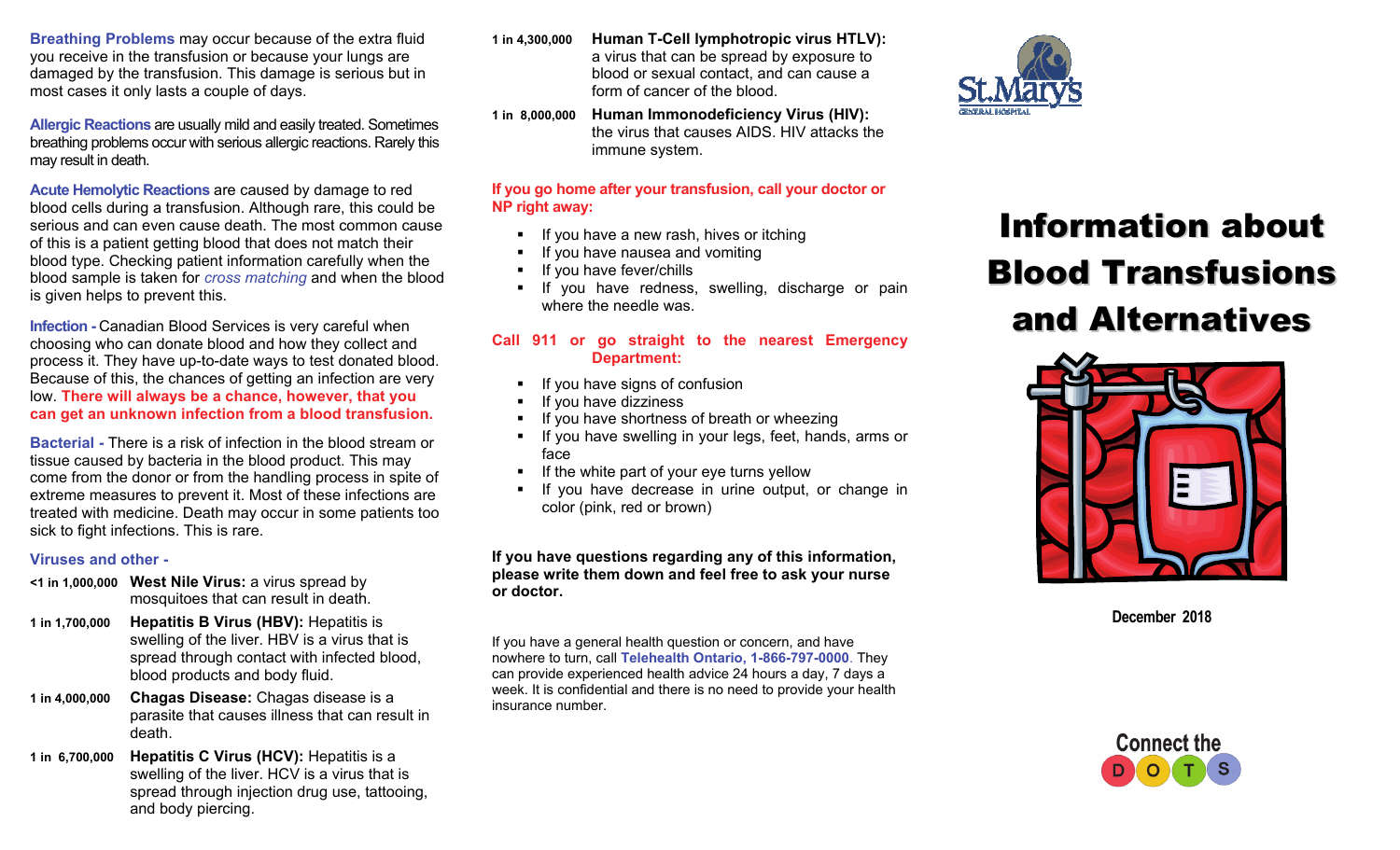**Breathing Problems** may occur because of the extra fluid you receive in the transfusion or because your lungs are damaged by the transfusion. This damage is serious but in most cases it only lasts a couple of days.

**Allergic Reactions** are usually mild and easily treated. Sometimes breathing problems occur with serious allergic reactions. Rarely this may result in death.

**Acute Hemolytic Reactions** are caused by damage to red blood cells during a transfusion. Although rare, this could be serious and can even cause death. The most common cause of this is a patient getting blood that does not match their blood type. Checking patient information carefully when the blood sample is taken for *cross matching* and when the blood is given helps to prevent this.

**Infection -** Canadian Blood Services is very careful when choosing who can donate blood and how they collect and process it. They have up-to-date ways to test donated blood. Because of this, the chances of getting an infection are very low. **There will always be a chance, however, that you can get an unknown infection from a blood transfusion.**

**Bacterial -** There is a risk of infection in the blood stream or tissue caused by bacteria in the blood product. This may come from the donor or from the handling process in spite of extreme measures to prevent it. Most of these infections are treated with medicine. Death may occur in some patients too sick to fight infections. This is rare.

**Viruses and other -**

- **<1 in 1,000,000** **West Nile Virus:** a virus spread by mosquitoes that can result in death.
- **1 in 1,700,000** **Hepatitis B Virus (HBV):** Hepatitis is swelling of the liver. HBV is a virus that is spread through contact with infected blood, blood products and body fluid.
- **1 in 4,000,000** **Chagas Disease:** Chagas disease is a parasite that causes illness that can result in death.
- **1 in 6,700,000** **Hepatitis C Virus (HCV):** Hepatitis is a swelling of the liver. HCV is a virus that is spread through injection drug use, tattooing, and body piercing.
- **1 in 4,300,000** **Human T-Cell lymphotropic virus HTLV):** a virus that can be spread by exposure to blood or sexual contact, and can cause a form of cancer of the blood.
- **1 in 8,000,000** **Human Immonodeficiency Virus (HIV):** the virus that causes AIDS. HIV attacks the immune system.

**If you go home after your transfusion, call your doctor or NP right away:**

- If you have a new rash, hives or itching
- If you have nausea and vomiting
- If you have fever/chills
- If you have redness, swelling, discharge or pain where the needle was.

**Call 911 or go straight to the nearest Emergency Department:**

- If you have signs of confusion
- If you have dizziness
- If you have shortness of breath or wheezing
- If you have swelling in your legs, feet, hands, arms or face
- If the white part of your eye turns yellow
- If you have decrease in urine output, or change in color (pink, red or brown)

**If you have questions regarding any of this information, please write them down and feel free to ask your nurse or doctor.**

If you have a general health question or concern, and have nowhere to turn, call **Telehealth Ontario, 1-866-797-0000**. They can provide experienced health advice 24 hours a day, 7 days a week. It is confidential and there is no need to provide your health insurance number.

St.Mary's GENERAL HOSPITAL

# Information about Blood Transfusions and Alternatives

**December 2018**

Connect the D O T S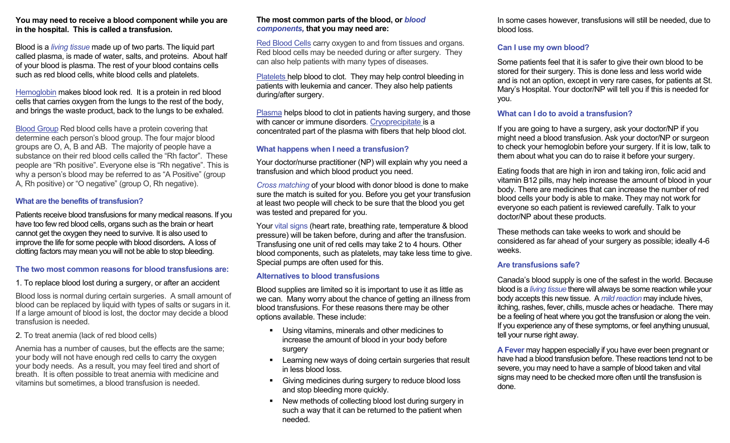**You may need to receive a blood component while you are in the hospital. This is called a transfusion.**

Blood is a *living tissue* made up of two parts. The liquid part called plasma, is made of water, salts, and proteins. About half of your blood is plasma. The rest of your blood contains cells such as red blood cells, white blood cells and platelets.

Hemoglobin makes blood look red. It is a protein in red blood cells that carries oxygen from the lungs to the rest of the body, and brings the waste product, back to the lungs to be exhaled.

Blood Group Red blood cells have a protein covering that determine each person's blood group. The four major blood groups are O, A, B and AB. The majority of people have a substance on their red blood cells called the "Rh factor". These people are "Rh positive". Everyone else is "Rh negative". This is why a person's blood may be referred to as "A Positive" (group A, Rh positive) or "O negative" (group O, Rh negative).

### What are the benefits of transfusion?

Patients receive blood transfusions for many medical reasons. If you have too few red blood cells, organs such as the brain or heart cannot get the oxygen they need to survive. It is also used to improve the life for some people with blood disorders. A loss of clotting factors may mean you will not be able to stop bleeding.

### The two most common reasons for blood transfusions are:

1. To replace blood lost during a surgery, or after an accident

Blood loss is normal during certain surgeries. A small amount of blood can be replaced by liquid with types of salts or sugars in it. If a large amount of blood is lost, the doctor may decide a blood transfusion is needed.

2. To treat anemia (lack of red blood cells)

Anemia has a number of causes, but the effects are the same; your body will not have enough red cells to carry the oxygen your body needs. As a result, you may feel tired and short of breath. It is often possible to treat anemia with medicine and vitamins but sometimes, a blood transfusion is needed.

**The most common parts of the blood, or *blood components,* that you may need are:**

Red Blood Cells carry oxygen to and from tissues and organs. Red blood cells may be needed during or after surgery. They can also help patients with many types of diseases.

Platelets help blood to clot. They may help control bleeding in patients with leukemia and cancer. They also help patients during/after surgery.

Plasma helps blood to clot in patients having surgery, and those with cancer or immune disorders. Cryoprecipitate is a concentrated part of the plasma with fibers that help blood clot.

### What happens when I need a transfusion?

Your doctor/nurse practitioner (NP) will explain why you need a transfusion and which blood product you need.

*Cross matching* of your blood with donor blood is done to make sure the match is suited for you. Before you get your transfusion at least two people will check to be sure that the blood you get was tested and prepared for you.

Your vital signs (heart rate, breathing rate, temperature & blood pressure) will be taken before, during and after the transfusion. Transfusing one unit of red cells may take 2 to 4 hours. Other blood components, such as platelets, may take less time to give. Special pumps are often used for this.

### Alternatives to blood transfusions

Blood supplies are limited so it is important to use it as little as we can. Many worry about the chance of getting an illness from blood transfusions. For these reasons there may be other options available. These include:

- Using vitamins, minerals and other medicines to increase the amount of blood in your body before surgery
- Learning new ways of doing certain surgeries that result in less blood loss.
- Giving medicines during surgery to reduce blood loss and stop bleeding more quickly.
- New methods of collecting blood lost during surgery in such a way that it can be returned to the patient when needed.

In some cases however, transfusions will still be needed, due to blood loss.

### Can I use my own blood?

Some patients feel that it is safer to give their own blood to be stored for their surgery. This is done less and less world wide and is not an option, except in very rare cases, for patients at St. Mary's Hospital. Your doctor/NP will tell you if this is needed for you.

### What can I do to avoid a transfusion?

If you are going to have a surgery, ask your doctor/NP if you might need a blood transfusion. Ask your doctor/NP or surgeon to check your hemoglobin before your surgery. If it is low, talk to them about what you can do to raise it before your surgery.

Eating foods that are high in iron and taking iron, folic acid and vitamin B12 pills, may help increase the amount of blood in your body. There are medicines that can increase the number of red blood cells your body is able to make. They may not work for everyone so each patient is reviewed carefully. Talk to your doctor/NP about these products.

These methods can take weeks to work and should be considered as far ahead of your surgery as possible; ideally 4-6 weeks.

### Are transfusions safe?

Canada's blood supply is one of the safest in the world. Because blood is a *living tissue* there will always be some reaction while your body accepts this new tissue. A *mild reaction* may include hives, itching, rashes, fever, chills, muscle aches or headache. There may be a feeling of heat where you got the transfusion or along the vein. If you experience any of these symptoms, or feel anything unusual, tell your nurse right away.

**A Fever** may happen especially if you have ever been pregnant or have had a blood transfusion before. These reactions tend not to be severe, you may need to have a sample of blood taken and vital signs may need to be checked more often until the transfusion is done.